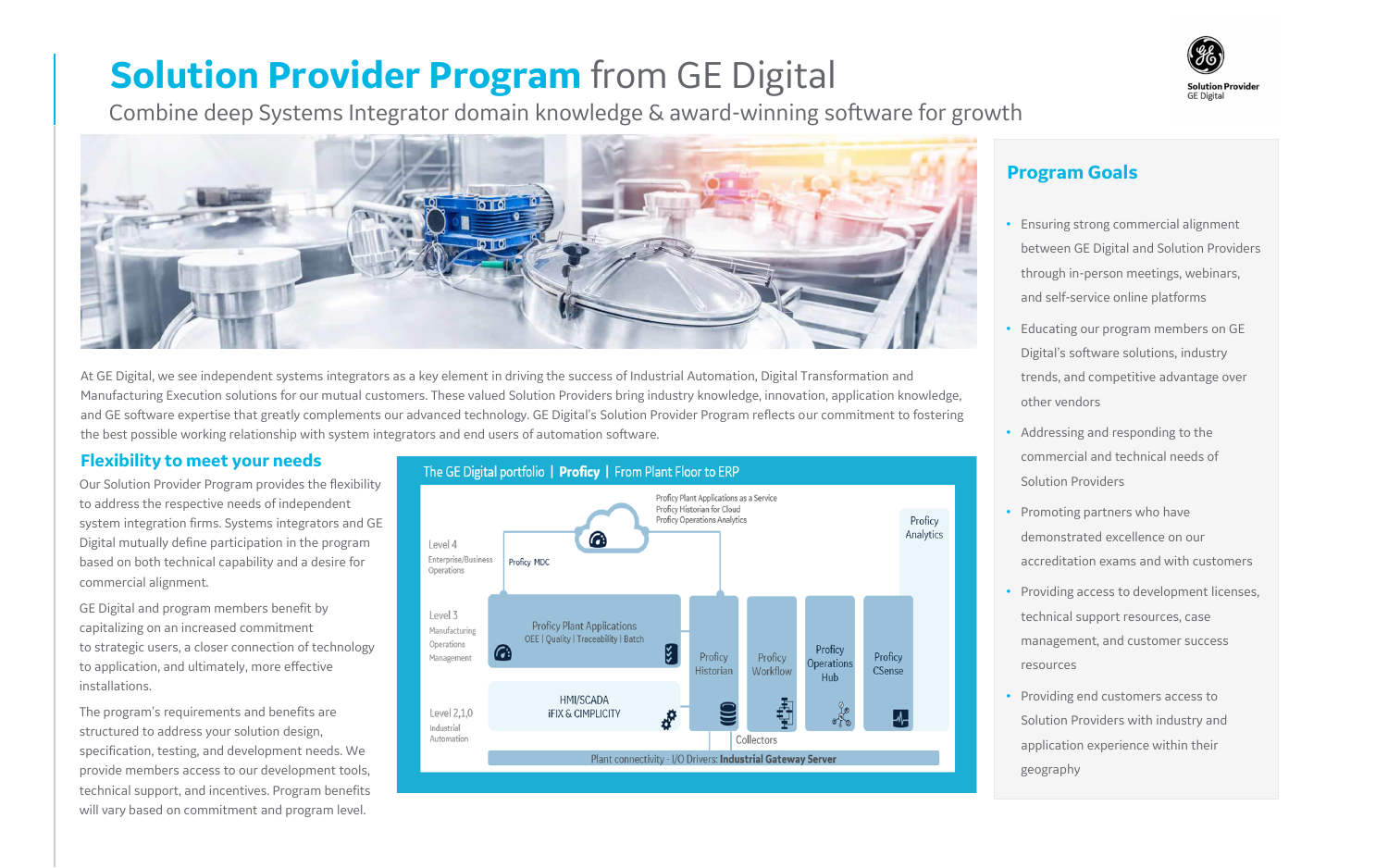# **Solution Provider Program** from GE Digital

Combine deep Systems Integrator domain knowledge & award-winning software for growth

At GE Digital, we see independent systems integrators as a key element in driving the success of Industrial Automation, Digital Transformation and Manufacturing Execution solutions for our mutual customers. These valued Solution Providers bring industry knowledge, innovation, application knowledge, and GE software expertise that greatly complements our advanced technology. GE Digital's Solution Provider Program reflects our commitment to fostering the best possible working relationship with system integrators and end users of automation software.

## Flexibility to meet your needs

Our Solution Provider Program provides the flexibility to address the respective needs of independent system integration firms. Systems integrators and GE Digital mutually define participation in the program based on both technical capability and a desire for commercial alignment.

GE Digital and program members benefit by capitalizing on an increased commitment to strategic users, a closer connection of technology to application, and ultimately, more effective installations.

The program's requirements and benefits are structured to address your solution design, specification, testing, and development needs. We provide members access to our development tools, technical support, and incentives. Program benefits will vary based on commitment and program level.

**The GE Digital portfolio | Proficy | From Plant Floor to ERP**

- Proficy Plant Applications as a Service
- Proficy Historian for Cloud
- Proficy Operations Analytics
- Level 4 – Enterprise/Business Operations: Proficy MDC; Proficy Analytics
- Level 3 – Manufacturing Operations Management: Proficy Plant Applications (OEE | Quality | Traceability | Batch); Proficy Historian; Proficy Workflow; Proficy Operations Hub; Proficy CSense
- Level 2,1,0 – Industrial Automation: HMI/SCADA iFIX & CIMPLICITY; Collectors
- Plant connectivity - I/O Drivers: **Industrial Gateway Server**

## Program Goals

- Ensuring strong commercial alignment between GE Digital and Solution Providers through in-person meetings, webinars, and self-service online platforms
- Educating our program members on GE Digital's software solutions, industry trends, and competitive advantage over other vendors
- Addressing and responding to the commercial and technical needs of Solution Providers
- Promoting partners who have demonstrated excellence on our accreditation exams and with customers
- Providing access to development licenses, technical support resources, case management, and customer success resources
- Providing end customers access to Solution Providers with industry and application experience within their geography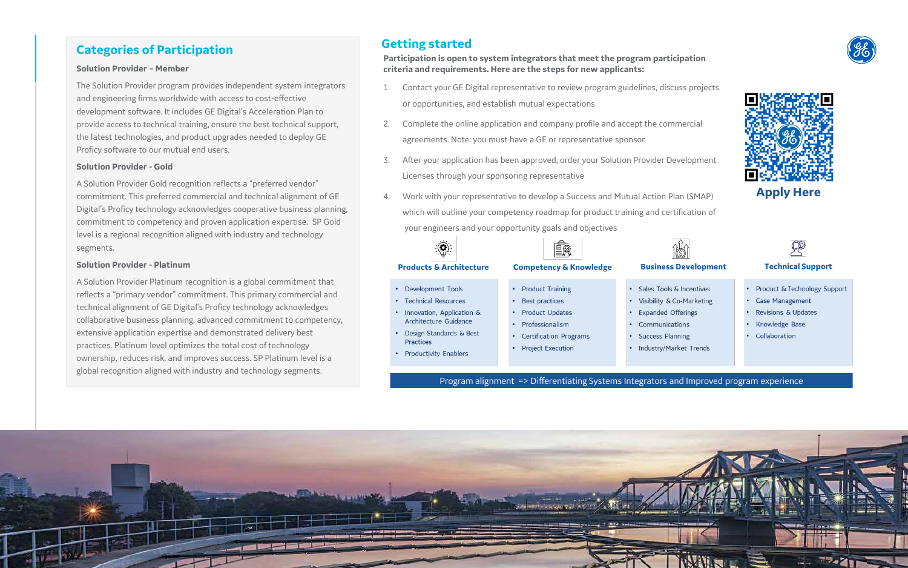## Categories of Participation

**Solution Provider – Member**

The Solution Provider program provides independent system integrators and engineering firms worldwide with access to cost-effective development software. It includes GE Digital's Acceleration Plan to provide access to technical training, ensure the best technical support, the latest technologies, and product upgrades needed to deploy GE Proficy software to our mutual end users.

**Solution Provider - Gold**

A Solution Provider Gold recognition reflects a "preferred vendor" commitment. This preferred commercial and technical alignment of GE Digital's Proficy technology acknowledges cooperative business planning, commitment to competency and proven application expertise. SP Gold level is a regional recognition aligned with industry and technology segments.

**Solution Provider - Platinum**

A Solution Provider Platinum recognition is a global commitment that reflects a "primary vendor" commitment. This primary commercial and technical alignment of GE Digital's Proficy technology acknowledges collaborative business planning, advanced commitment to competency, extensive application expertise and demonstrated delivery best practices. Platinum level optimizes the total cost of technology ownership, reduces risk, and improves success. SP Platinum level is a global recognition aligned with industry and technology segments.

## Getting started

**Participation is open to system integrators that meet the program participation criteria and requirements. Here are the steps for new applicants:**

1. Contact your GE Digital representative to review program guidelines, discuss projects or opportunities, and establish mutual expectations
2. Complete the online application and company profile and accept the commercial agreements. Note: you must have a GE or representative sponsor
3. After your application has been approved, order your Solution Provider Development Licenses through your sponsoring representative
4. Work with your representative to develop a Success and Mutual Action Plan (SMAP) which will outline your competency roadmap for product training and certification of your engineers and your opportunity goals and objectives

**Apply Here**

### Products & Architecture

- Development Tools
- Technical Resources
- Innovation, Application & Architecture Guidance
- Design Standards & Best Practices
- Productivity Enablers

### Competency & Knowledge

- Product Training
- Best practices
- Product Updates
- Professionalism
- Certification Programs
- Project Execution

### Business Development

- Sales Tools & Incentives
- Visibility & Co-Marketing
- Expanded Offerings
- Communications
- Success Planning
- Industry/Market Trends

### Technical Support

- Product & Technology Support
- Case Management
- Revisions & Updates
- Knowledge Base
- Collaboration

Program alignment => Differentiating Systems Integrators and Improved program experience